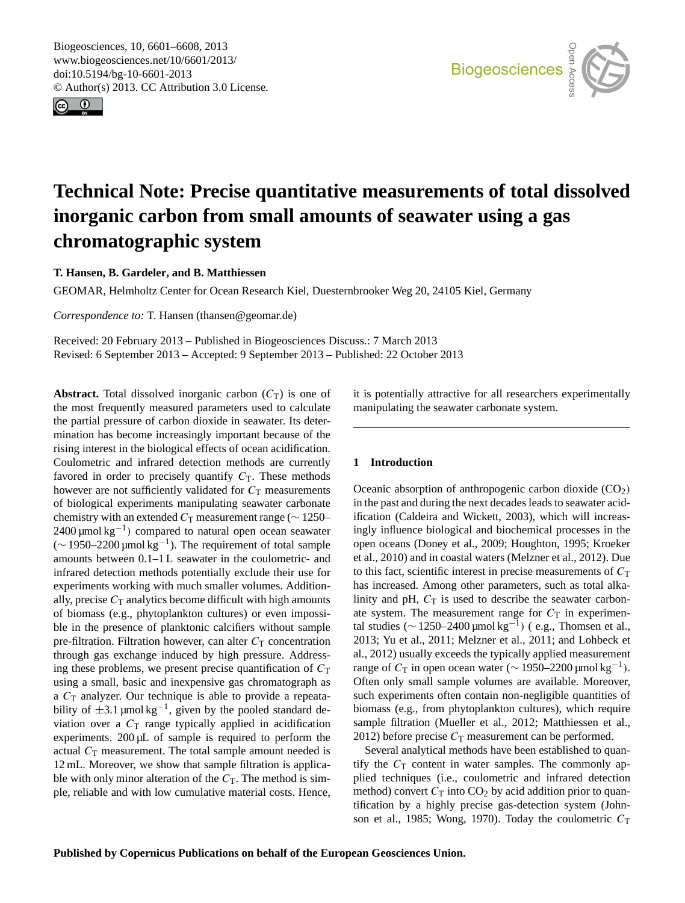# Technical Note: Precise quantitative measurements of total dissolved inorganic carbon from small amounts of seawater using a gas chromatographic system

**T. Hansen, B. Gardeler, and B. Matthiessen**

GEOMAR, Helmholtz Center for Ocean Research Kiel, Duesternbrooker Weg 20, 24105 Kiel, Germany

*Correspondence to:* T. Hansen (thansen@geomar.de)

Received: 20 February 2013 – Published in Biogeosciences Discuss.: 7 March 2013
Revised: 6 September 2013 – Accepted: 9 September 2013 – Published: 22 October 2013

**Abstract.** Total dissolved inorganic carbon ($C_T$) is one of the most frequently measured parameters used to calculate the partial pressure of carbon dioxide in seawater. Its determination has become increasingly important because of the rising interest in the biological effects of ocean acidification. Coulometric and infrared detection methods are currently favored in order to precisely quantify $C_T$. These methods however are not sufficiently validated for $C_T$ measurements of biological experiments manipulating seawater carbonate chemistry with an extended $C_T$ measurement range (∼ 1250–2400 µmol kg$^{-1}$) compared to natural open ocean seawater (∼ 1950–2200 µmol kg$^{-1}$). The requirement of total sample amounts between 0.1–1 L seawater in the coulometric- and infrared detection methods potentially exclude their use for experiments working with much smaller volumes. Additionally, precise $C_T$ analytics become difficult with high amounts of biomass (e.g., phytoplankton cultures) or even impossible in the presence of planktonic calcifiers without sample pre-filtration. Filtration however, can alter $C_T$ concentration through gas exchange induced by high pressure. Addressing these problems, we present precise quantification of $C_T$ using a small, basic and inexpensive gas chromatograph as a $C_T$ analyzer. Our technique is able to provide a repeatability of ±3.1 µmol kg$^{-1}$, given by the pooled standard deviation over a $C_T$ range typically applied in acidification experiments. 200 µL of sample is required to perform the actual $C_T$ measurement. The total sample amount needed is 12 mL. Moreover, we show that sample filtration is applicable with only minor alteration of the $C_T$. The method is simple, reliable and with low cumulative material costs. Hence, it is potentially attractive for all researchers experimentally manipulating the seawater carbonate system.

## 1 Introduction

Oceanic absorption of anthropogenic carbon dioxide ($CO_2$) in the past and during the next decades leads to seawater acidification (Caldeira and Wickett, 2003), which will increasingly influence biological and biochemical processes in the open oceans (Doney et al., 2009; Houghton, 1995; Kroeker et al., 2010) and in coastal waters (Melzner et al., 2012). Due to this fact, scientific interest in precise measurements of $C_T$ has increased. Among other parameters, such as total alkalinity and pH, $C_T$ is used to describe the seawater carbonate system. The measurement range for $C_T$ in experimental studies (∼ 1250–2400 µmol kg$^{-1}$) ( e.g., Thomsen et al., 2013; Yu et al., 2011; Melzner et al., 2011; and Lohbeck et al., 2012) usually exceeds the typically applied measurement range of $C_T$ in open ocean water (∼ 1950–2200 µmol kg$^{-1}$). Often only small sample volumes are available. Moreover, such experiments often contain non-negligible quantities of biomass (e.g., from phytoplankton cultures), which require sample filtration (Mueller et al., 2012; Matthiessen et al., 2012) before precise $C_T$ measurement can be performed.

Several analytical methods have been established to quantify the $C_T$ content in water samples. The commonly applied techniques (i.e., coulometric and infrared detection method) convert $C_T$ into $CO_2$ by acid addition prior to quantification by a highly precise gas-detection system (Johnson et al., 1985; Wong, 1970). Today the coulometric $C_T$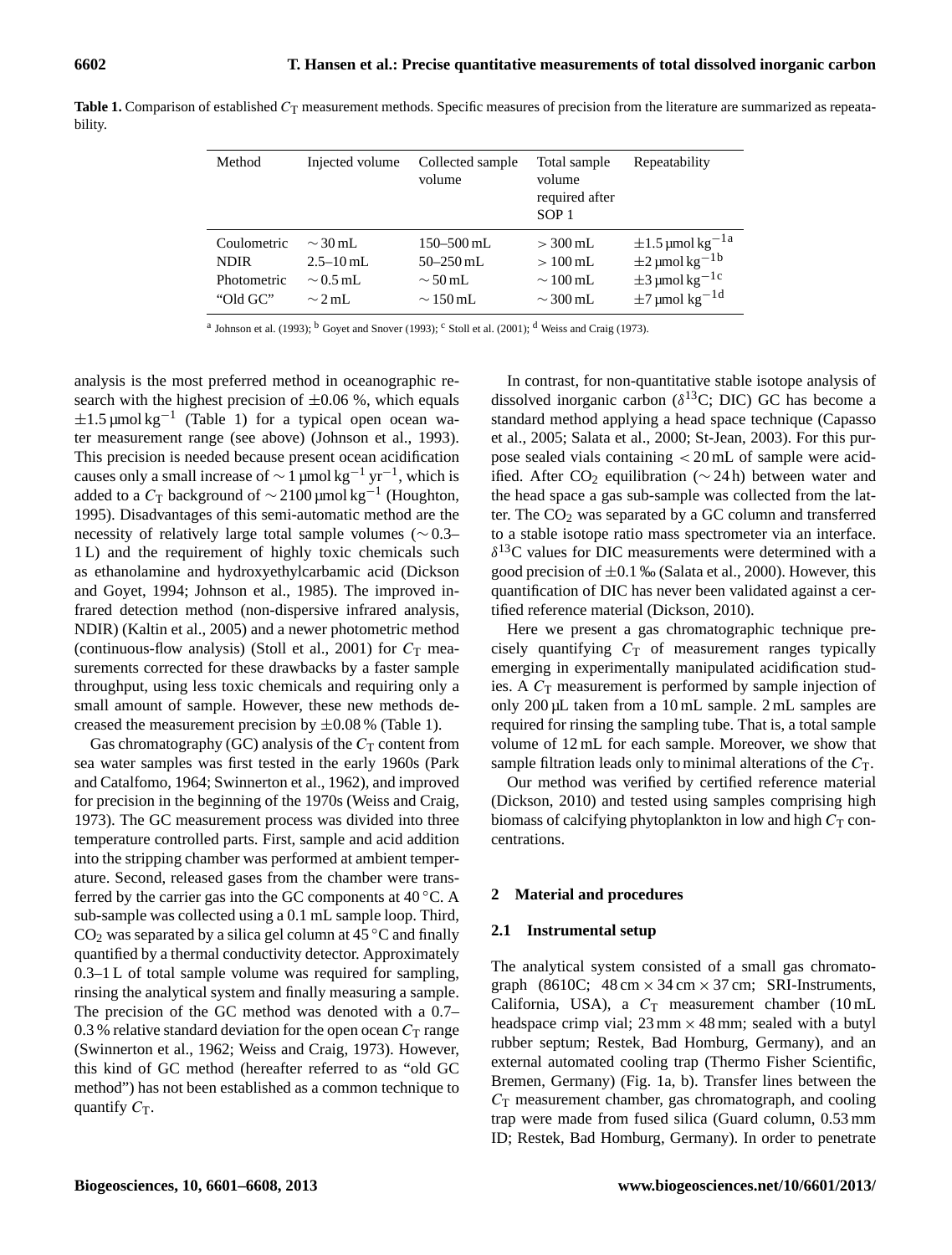**Table 1.** Comparison of established $C_T$ measurement methods. Specific measures of precision from the literature are summarized as repeatability.

| Method | Injected volume | Collected sample volume | Total sample volume required after SOP 1 | Repeatability |
|---|---|---|---|---|
| Coulometric | ~30 mL | 150–500 mL | >300 mL | ±1.5 µmol $kg^{-1}$ [a] |
| NDIR | 2.5–10 mL | 50–250 mL | >100 mL | ±2 µmol $kg^{-1}$ [b] |
| Photometric | ~0.5 mL | ~50 mL | ~100 mL | ±3 µmol $kg^{-1}$ [c] |
| "Old GC" | ~2 mL | ~150 mL | ~300 mL | ±7 µmol $kg^{-1}$ [d] |

[a] Johnson et al. (1993); [b] Goyet and Snover (1993); [c] Stoll et al. (2001); [d] Weiss and Craig (1973).

analysis is the most preferred method in oceanographic research with the highest precision of ±0.06 %, which equals ±1.5 µmol $kg^{-1}$ (Table 1) for a typical open ocean water measurement range (see above) (Johnson et al., 1993). This precision is needed because present ocean acidification causes only a small increase of ~1 µmol $kg^{-1}$ $yr^{-1}$, which is added to a $C_T$ background of ~2100 µmol $kg^{-1}$ (Houghton, 1995). Disadvantages of this semi-automatic method are the necessity of relatively large total sample volumes (~0.3–1 L) and the requirement of highly toxic chemicals such as ethanolamine and hydroxyethylcarbamic acid (Dickson and Goyet, 1994; Johnson et al., 1985). The improved infrared detection method (non-dispersive infrared analysis, NDIR) (Kaltin et al., 2005) and a newer photometric method (continuous-flow analysis) (Stoll et al., 2001) for $C_T$ measurements corrected for these drawbacks by a faster sample throughput, using less toxic chemicals and requiring only a small amount of sample. However, these new methods decreased the measurement precision by ±0.08 % (Table 1).

Gas chromatography (GC) analysis of the $C_T$ content from sea water samples was first tested in the early 1960s (Park and Catalfomo, 1964; Swinnerton et al., 1962), and improved for precision in the beginning of the 1970s (Weiss and Craig, 1973). The GC measurement process was divided into three temperature controlled parts. First, sample and acid addition into the stripping chamber was performed at ambient temperature. Second, released gases from the chamber were transferred by the carrier gas into the GC components at 40 °C. A sub-sample was collected using a 0.1 mL sample loop. Third, $CO_2$ was separated by a silica gel column at 45 °C and finally quantified by a thermal conductivity detector. Approximately 0.3–1 L of total sample volume was required for sampling, rinsing the analytical system and finally measuring a sample. The precision of the GC method was denoted with a 0.7–0.3 % relative standard deviation for the open ocean $C_T$ range (Swinnerton et al., 1962; Weiss and Craig, 1973). However, this kind of GC method (hereafter referred to as "old GC method") has not been established as a common technique to quantify $C_T$.

In contrast, for non-quantitative stable isotope analysis of dissolved inorganic carbon ($\delta^{13}C$; DIC) GC has become a standard method applying a head space technique (Capasso et al., 2005; Salata et al., 2000; St-Jean, 2003). For this purpose sealed vials containing <20 mL of sample were acidified. After $CO_2$ equilibration (~24 h) between water and the head space a gas sub-sample was collected from the latter. The $CO_2$ was separated by a GC column and transferred to a stable isotope ratio mass spectrometer via an interface. $\delta^{13}C$ values for DIC measurements were determined with a good precision of ±0.1 ‰ (Salata et al., 2000). However, this quantification of DIC has never been validated against a certified reference material (Dickson, 2010).

Here we present a gas chromatographic technique precisely quantifying $C_T$ of measurement ranges typically emerging in experimentally manipulated acidification studies. A $C_T$ measurement is performed by sample injection of only 200 µL taken from a 10 mL sample. 2 mL samples are required for rinsing the sampling tube. That is, a total sample volume of 12 mL for each sample. Moreover, we show that sample filtration leads only to minimal alterations of the $C_T$.

Our method was verified by certified reference material (Dickson, 2010) and tested using samples comprising high biomass of calcifying phytoplankton in low and high $C_T$ concentrations.

## 2 Material and procedures

### 2.1 Instrumental setup

The analytical system consisted of a small gas chromatograph (8610C; 48 cm × 34 cm × 37 cm; SRI-Instruments, California, USA), a $C_T$ measurement chamber (10 mL headspace crimp vial; 23 mm × 48 mm; sealed with a butyl rubber septum; Restek, Bad Homburg, Germany), and an external automated cooling trap (Thermo Fisher Scientific, Bremen, Germany) (Fig. 1a, b). Transfer lines between the $C_T$ measurement chamber, gas chromatograph, and cooling trap were made from fused silica (Guard column, 0.53 mm ID; Restek, Bad Homburg, Germany). In order to penetrate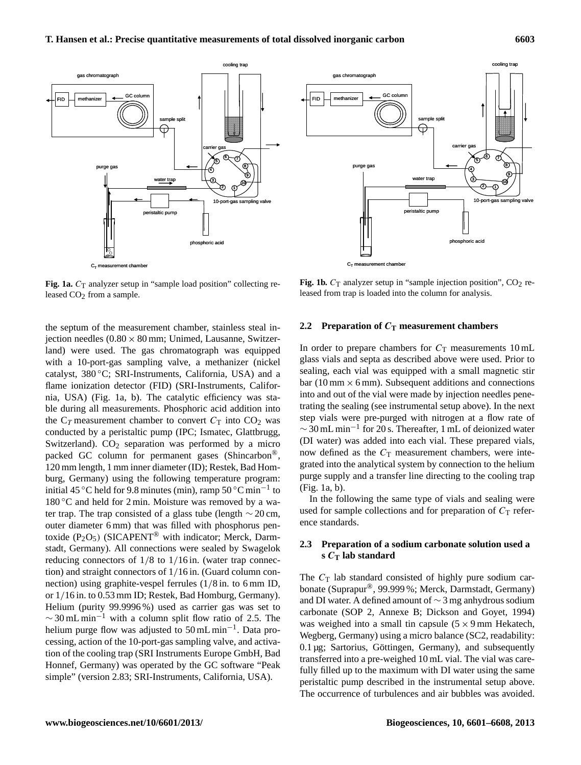Fig. 1a. $C_T$ analyzer setup in "sample load position" collecting released $CO_2$ from a sample.

Fig. 1b. $C_T$ analyzer setup in "sample injection position", $CO_2$ released from trap is loaded into the column for analysis.

the septum of the measurement chamber, stainless steal injection needles (0.80 × 80 mm; Unimed, Lausanne, Switzerland) were used. The gas chromatograph was equipped with a 10-port-gas sampling valve, a methanizer (nickel catalyst, 380 °C; SRI-Instruments, California, USA) and a flame ionization detector (FID) (SRI-Instruments, California, USA) (Fig. 1a, b). The catalytic efficiency was stable during all measurements. Phosphoric acid addition into the $C_T$ measurement chamber to convert $C_T$ into $CO_2$ was conducted by a peristaltic pump (IPC; Ismatec, Glattbrugg, Switzerland). $CO_2$ separation was performed by a micro packed GC column for permanent gases (Shincarbon®, 120 mm length, 1 mm inner diameter (ID); Restek, Bad Homburg, Germany) using the following temperature program: initial 45 °C held for 9.8 minutes (min), ramp 50 °C $min^{-1}$ to 180 °C and held for 2 min. Moisture was removed by a water trap. The trap consisted of a glass tube (length ∼ 20 cm, outer diameter 6 mm) that was filled with phosphorus pentoxide ($P_2O_5$) (SICAPENT® with indicator; Merck, Darmstadt, Germany). All connections were sealed by Swagelok reducing connectors of 1/8 to 1/16 in. (water trap connection) and straight connectors of 1/16 in. (Guard column connection) using graphite-vespel ferrules (1/8 in. to 6 mm ID, or 1/16 in. to 0.53 mm ID; Restek, Bad Homburg, Germany). Helium (purity 99.9996 %) used as carrier gas was set to ∼ 30 mL $min^{-1}$ with a column split flow ratio of 2.5. The helium purge flow was adjusted to 50 mL $min^{-1}$. Data processing, action of the 10-port-gas sampling valve, and activation of the cooling trap (SRI Instruments Europe GmbH, Bad Honnef, Germany) was operated by the GC software "Peak simple" (version 2.83; SRI-Instruments, California, USA).

## 2.2 Preparation of $C_T$ measurement chambers

In order to prepare chambers for $C_T$ measurements 10 mL glass vials and septa as described above were used. Prior to sealing, each vial was equipped with a small magnetic stir bar (10 mm × 6 mm). Subsequent additions and connections into and out of the vial were made by injection needles penetrating the sealing (see instrumental setup above). In the next step vials were pre-purged with nitrogen at a flow rate of ∼ 30 mL $min^{-1}$ for 20 s. Thereafter, 1 mL of deionized water (DI water) was added into each vial. These prepared vials, now defined as the $C_T$ measurement chambers, were integrated into the analytical system by connection to the helium purge supply and a transfer line directing to the cooling trap (Fig. 1a, b).

In the following the same type of vials and sealing were used for sample collections and for preparation of $C_T$ reference standards.

## 2.3 Preparation of a sodium carbonate solution used a s $C_T$ lab standard

The $C_T$ lab standard consisted of highly pure sodium carbonate (Suprapur®, 99.999 %; Merck, Darmstadt, Germany) and DI water. A defined amount of ∼ 3 mg anhydrous sodium carbonate (SOP 2, Annexe B; Dickson and Goyet, 1994) was weighed into a small tin capsule (5 × 9 mm Hekatech, Wegberg, Germany) using a micro balance (SC2, readability: 0.1 µg; Sartorius, Göttingen, Germany), and subsequently transferred into a pre-weighed 10 mL vial. The vial was carefully filled up to the maximum with DI water using the same peristaltic pump described in the instrumental setup above. The occurrence of turbulences and air bubbles was avoided.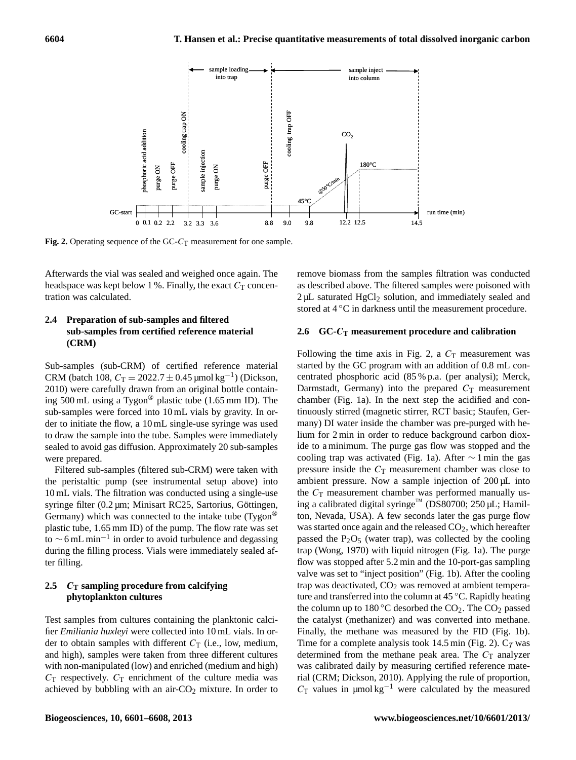Fig. 2. Operating sequence of the GC-$C_T$ measurement for one sample.

Afterwards the vial was sealed and weighed once again. The headspace was kept below 1 %. Finally, the exact $C_T$ concentration was calculated.

### 2.4 Preparation of sub-samples and filtered sub-samples from certified reference material (CRM)

Sub-samples (sub-CRM) of certified reference material CRM (batch 108, $C_T = 2022.7 \pm 0.45\ \mu mol\ kg^{-1}$) (Dickson, 2010) were carefully drawn from an original bottle containing 500 mL using a Tygon® plastic tube (1.65 mm ID). The sub-samples were forced into 10 mL vials by gravity. In order to initiate the flow, a 10 mL single-use syringe was used to draw the sample into the tube. Samples were immediately sealed to avoid gas diffusion. Approximately 20 sub-samples were prepared.

Filtered sub-samples (filtered sub-CRM) were taken with the peristaltic pump (see instrumental setup above) into 10 mL vials. The filtration was conducted using a single-use syringe filter (0.2 µm; Minisart RC25, Sartorius, Göttingen, Germany) which was connected to the intake tube (Tygon® plastic tube, 1.65 mm ID) of the pump. The flow rate was set to $\sim 6\ mL\ min^{-1}$ in order to avoid turbulence and degassing during the filling process. Vials were immediately sealed after filling.

### 2.5 $C_T$ sampling procedure from calcifying phytoplankton cultures

Test samples from cultures containing the planktonic calcifier *Emiliania huxleyi* were collected into 10 mL vials. In order to obtain samples with different $C_T$ (i.e., low, medium, and high), samples were taken from three different cultures with non-manipulated (low) and enriched (medium and high) $C_T$ respectively. $C_T$ enrichment of the culture media was achieved by bubbling with an air-$CO_2$ mixture. In order to remove biomass from the samples filtration was conducted as described above. The filtered samples were poisoned with 2 µL saturated $HgCl_2$ solution, and immediately sealed and stored at 4 °C in darkness until the measurement procedure.

### 2.6 GC-$C_T$ measurement procedure and calibration

Following the time axis in Fig. 2, a $C_T$ measurement was started by the GC program with an addition of 0.8 mL concentrated phosphoric acid (85 % p.a. (per analysi); Merck, Darmstadt, Germany) into the prepared $C_T$ measurement chamber (Fig. 1a). In the next step the acidified and continuously stirred (magnetic stirrer, RCT basic; Staufen, Germany) DI water inside the chamber was pre-purged with helium for 2 min in order to reduce background carbon dioxide to a minimum. The purge gas flow was stopped and the cooling trap was activated (Fig. 1a). After $\sim 1$ min the gas pressure inside the $C_T$ measurement chamber was close to ambient pressure. Now a sample injection of 200 µL into the $C_T$ measurement chamber was performed manually using a calibrated digital syringe™ (DS80700; 250 µL; Hamilton, Nevada, USA). A few seconds later the gas purge flow was started once again and the released $CO_2$, which hereafter passed the $P_2O_5$ (water trap), was collected by the cooling trap (Wong, 1970) with liquid nitrogen (Fig. 1a). The purge flow was stopped after 5.2 min and the 10-port-gas sampling valve was set to "inject position" (Fig. 1b). After the cooling trap was deactivated, $CO_2$ was removed at ambient temperature and transferred into the column at 45 °C. Rapidly heating the column up to 180 °C desorbed the $CO_2$. The $CO_2$ passed the catalyst (methanizer) and was converted into methane. Finally, the methane was measured by the FID (Fig. 1b). Time for a complete analysis took 14.5 min (Fig. 2). $C_T$ was determined from the methane peak area. The $C_T$ analyzer was calibrated daily by measuring certified reference material (CRM; Dickson, 2010). Applying the rule of proportion, $C_T$ values in $\mu mol\ kg^{-1}$ were calculated by the measured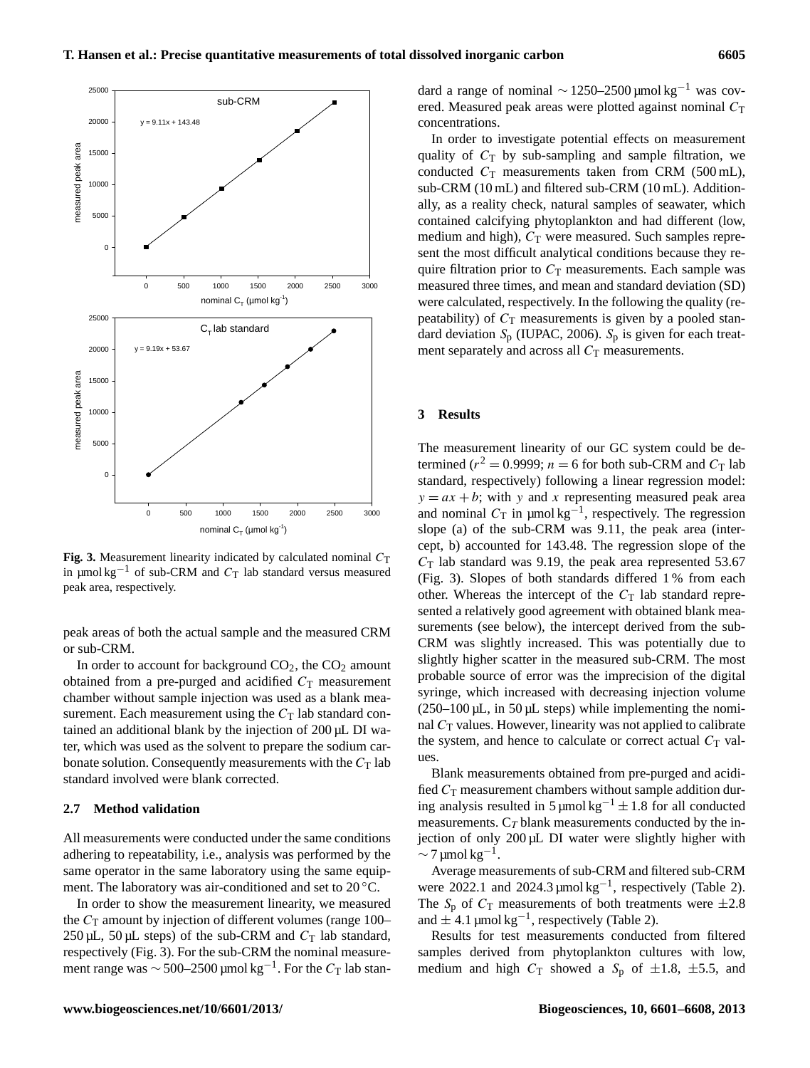**Fig. 3.** Measurement linearity indicated by calculated nominal $C_T$ in µmol kg$^{-1}$ of sub-CRM and $C_T$ lab standard versus measured peak area, respectively.

peak areas of both the actual sample and the measured CRM or sub-CRM.

In order to account for background $CO_2$, the $CO_2$ amount obtained from a pre-purged and acidified $C_T$ measurement chamber without sample injection was used as a blank measurement. Each measurement using the $C_T$ lab standard contained an additional blank by the injection of 200 µL DI water, which was used as the solvent to prepare the sodium carbonate solution. Consequently measurements with the $C_T$ lab standard involved were blank corrected.

### 2.7 Method validation

All measurements were conducted under the same conditions adhering to repeatability, i.e., analysis was performed by the same operator in the same laboratory using the same equipment. The laboratory was air-conditioned and set to 20 °C.

In order to show the measurement linearity, we measured the $C_T$ amount by injection of different volumes (range 100–250 µL, 50 µL steps) of the sub-CRM and $C_T$ lab standard, respectively (Fig. 3). For the sub-CRM the nominal measurement range was ∼ 500–2500 µmol kg$^{-1}$. For the $C_T$ lab standard a range of nominal ∼ 1250–2500 µmol kg$^{-1}$ was covered. Measured peak areas were plotted against nominal $C_T$ concentrations.

In order to investigate potential effects on measurement quality of $C_T$ by sub-sampling and sample filtration, we conducted $C_T$ measurements taken from CRM (500 mL), sub-CRM (10 mL) and filtered sub-CRM (10 mL). Additionally, as a reality check, natural samples of seawater, which contained calcifying phytoplankton and had different (low, medium and high), $C_T$ were measured. Such samples represent the most difficult analytical conditions because they require filtration prior to $C_T$ measurements. Each sample was measured three times, and mean and standard deviation (SD) were calculated, respectively. In the following the quality (repeatability) of $C_T$ measurements is given by a pooled standard deviation $S_p$ (IUPAC, 2006). $S_p$ is given for each treatment separately and across all $C_T$ measurements.

## 3 Results

The measurement linearity of our GC system could be determined ($r^2 = 0.9999$; $n = 6$ for both sub-CRM and $C_T$ lab standard, respectively) following a linear regression model: $y = ax + b$; with $y$ and $x$ representing measured peak area and nominal $C_T$ in µmol kg$^{-1}$, respectively. The regression slope (a) of the sub-CRM was 9.11, the peak area (intercept, b) accounted for 143.48. The regression slope of the $C_T$ lab standard was 9.19, the peak area represented 53.67 (Fig. 3). Slopes of both standards differed 1 % from each other. Whereas the intercept of the $C_T$ lab standard represented a relatively good agreement with obtained blank measurements (see below), the intercept derived from the sub-CRM was slightly increased. This was potentially due to slightly higher scatter in the measured sub-CRM. The most probable source of error was the imprecision of the digital syringe, which increased with decreasing injection volume (250–100 µL, in 50 µL steps) while implementing the nominal $C_T$ values. However, linearity was not applied to calibrate the system, and hence to calculate or correct actual $C_T$ values.

Blank measurements obtained from pre-purged and acidified $C_T$ measurement chambers without sample addition during analysis resulted in 5 µmol kg$^{-1}$ ± 1.8 for all conducted measurements. $C_T$ blank measurements conducted by the injection of only 200 µL DI water were slightly higher with ∼ 7 µmol kg$^{-1}$.

Average measurements of sub-CRM and filtered sub-CRM were 2022.1 and 2024.3 µmol kg$^{-1}$, respectively (Table 2). The $S_p$ of $C_T$ measurements of both treatments were ±2.8 and ± 4.1 µmol kg$^{-1}$, respectively (Table 2).

Results for test measurements conducted from filtered samples derived from phytoplankton cultures with low, medium and high $C_T$ showed a $S_p$ of ±1.8, ±5.5, and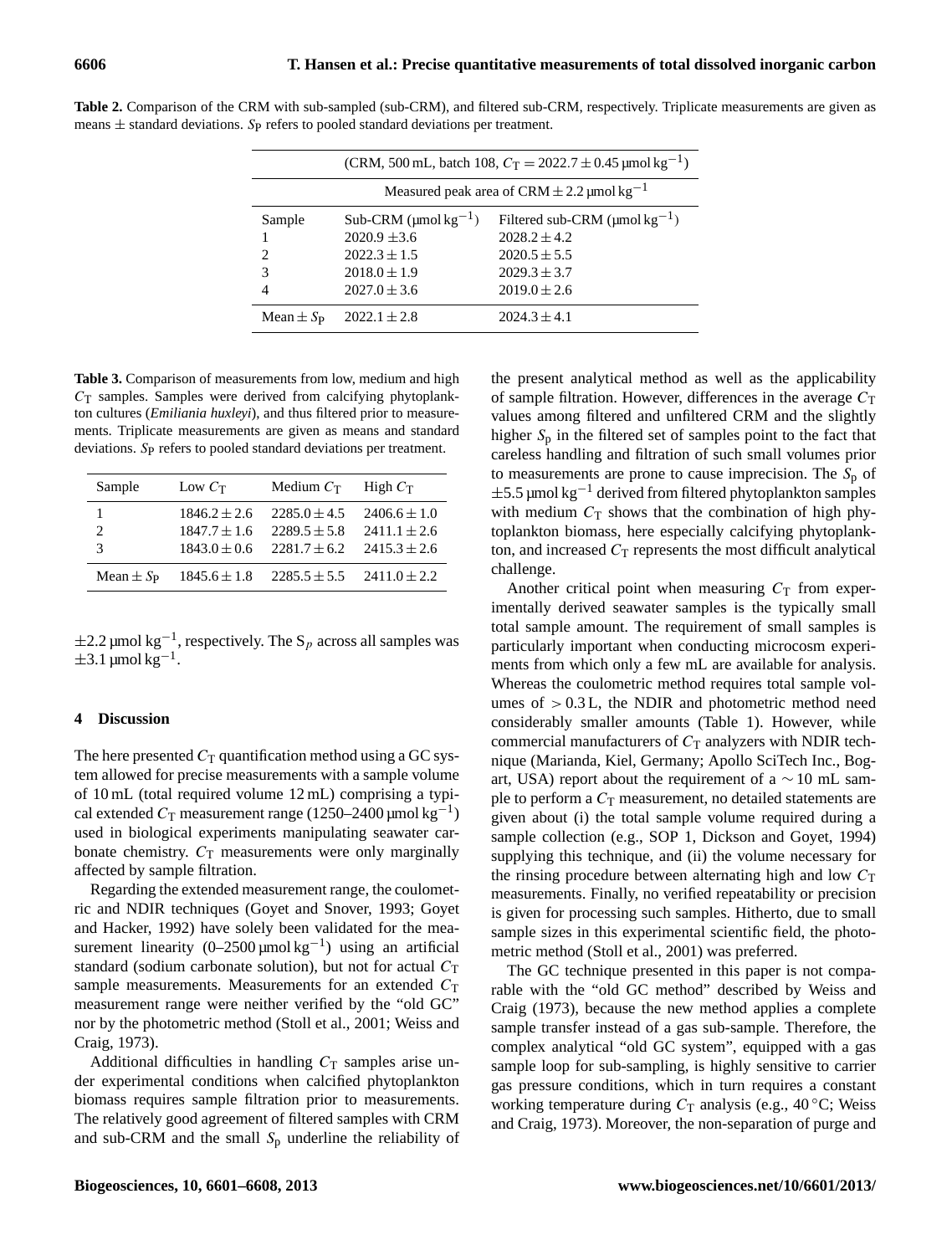**Table 2.** Comparison of the CRM with sub-sampled (sub-CRM), and filtered sub-CRM, respectively. Triplicate measurements are given as means ± standard deviations. $S_P$ refers to pooled standard deviations per treatment.

| | (CRM, 500 mL, batch 108, $C_T = 2022.7 \pm 0.45$ µmol kg$^{-1}$) | |
|---|---|---|
| | Measured peak area of CRM ± 2.2 µmol kg$^{-1}$ | |
| Sample | Sub-CRM (µmol kg$^{-1}$) | Filtered sub-CRM (µmol kg$^{-1}$) |
| 1 | 2020.9 ±3.6 | 2028.2 ± 4.2 |
| 2 | 2022.3 ± 1.5 | 2020.5 ± 5.5 |
| 3 | 2018.0 ± 1.9 | 2029.3 ± 3.7 |
| 4 | 2027.0 ± 3.6 | 2019.0 ± 2.6 |
| Mean ± $S_P$ | 2022.1 ± 2.8 | 2024.3 ± 4.1 |

**Table 3.** Comparison of measurements from low, medium and high $C_T$ samples. Samples were derived from calcifying phytoplankton cultures (*Emiliania huxleyi*), and thus filtered prior to measurements. Triplicate measurements are given as means and standard deviations. $S_P$ refers to pooled standard deviations per treatment.

| Sample | Low $C_T$ | Medium $C_T$ | High $C_T$ |
|---|---|---|---|
| 1 | 1846.2 ± 2.6 | 2285.0 ± 4.5 | 2406.6 ± 1.0 |
| 2 | 1847.7 ± 1.6 | 2289.5 ± 5.8 | 2411.1 ± 2.6 |
| 3 | 1843.0 ± 0.6 | 2281.7 ± 6.2 | 2415.3 ± 2.6 |
| Mean ± $S_P$ | 1845.6 ± 1.8 | 2285.5 ± 5.5 | 2411.0 ± 2.2 |

±2.2 µmol kg$^{-1}$, respectively. The $S_p$ across all samples was ±3.1 µmol kg$^{-1}$.

## 4 Discussion

The here presented $C_T$ quantification method using a GC system allowed for precise measurements with a sample volume of 10 mL (total required volume 12 mL) comprising a typical extended $C_T$ measurement range (1250–2400 µmol kg$^{-1}$) used in biological experiments manipulating seawater carbonate chemistry. $C_T$ measurements were only marginally affected by sample filtration.

Regarding the extended measurement range, the coulometric and NDIR techniques (Goyet and Snover, 1993; Goyet and Hacker, 1992) have solely been validated for the measurement linearity (0–2500 µmol kg$^{-1}$) using an artificial standard (sodium carbonate solution), but not for actual $C_T$ sample measurements. Measurements for an extended $C_T$ measurement range were neither verified by the "old GC" nor by the photometric method (Stoll et al., 2001; Weiss and Craig, 1973).

Additional difficulties in handling $C_T$ samples arise under experimental conditions when calcified phytoplankton biomass requires sample filtration prior to measurements. The relatively good agreement of filtered samples with CRM and sub-CRM and the small $S_p$ underline the reliability of the present analytical method as well as the applicability of sample filtration. However, differences in the average $C_T$ values among filtered and unfiltered CRM and the slightly higher $S_p$ in the filtered set of samples point to the fact that careless handling and filtration of such small volumes prior to measurements are prone to cause imprecision. The $S_p$ of ±5.5 µmol kg$^{-1}$ derived from filtered phytoplankton samples with medium $C_T$ shows that the combination of high phytoplankton biomass, here especially calcifying phytoplankton, and increased $C_T$ represents the most difficult analytical challenge.

Another critical point when measuring $C_T$ from experimentally derived seawater samples is the typically small total sample amount. The requirement of small samples is particularly important when conducting microcosm experiments from which only a few mL are available for analysis. Whereas the coulometric method requires total sample volumes of > 0.3 L, the NDIR and photometric method need considerably smaller amounts (Table 1). However, while commercial manufacturers of $C_T$ analyzers with NDIR technique (Marianda, Kiel, Germany; Apollo SciTech Inc., Bogart, USA) report about the requirement of a ∼ 10 mL sample to perform a $C_T$ measurement, no detailed statements are given about (i) the total sample volume required during a sample collection (e.g., SOP 1, Dickson and Goyet, 1994) supplying this technique, and (ii) the volume necessary for the rinsing procedure between alternating high and low $C_T$ measurements. Finally, no verified repeatability or precision is given for processing such samples. Hitherto, due to small sample sizes in this experimental scientific field, the photometric method (Stoll et al., 2001) was preferred.

The GC technique presented in this paper is not comparable with the "old GC method" described by Weiss and Craig (1973), because the new method applies a complete sample transfer instead of a gas sub-sample. Therefore, the complex analytical "old GC system", equipped with a gas sample loop for sub-sampling, is highly sensitive to carrier gas pressure conditions, which in turn requires a constant working temperature during $C_T$ analysis (e.g., 40 °C; Weiss and Craig, 1973). Moreover, the non-separation of purge and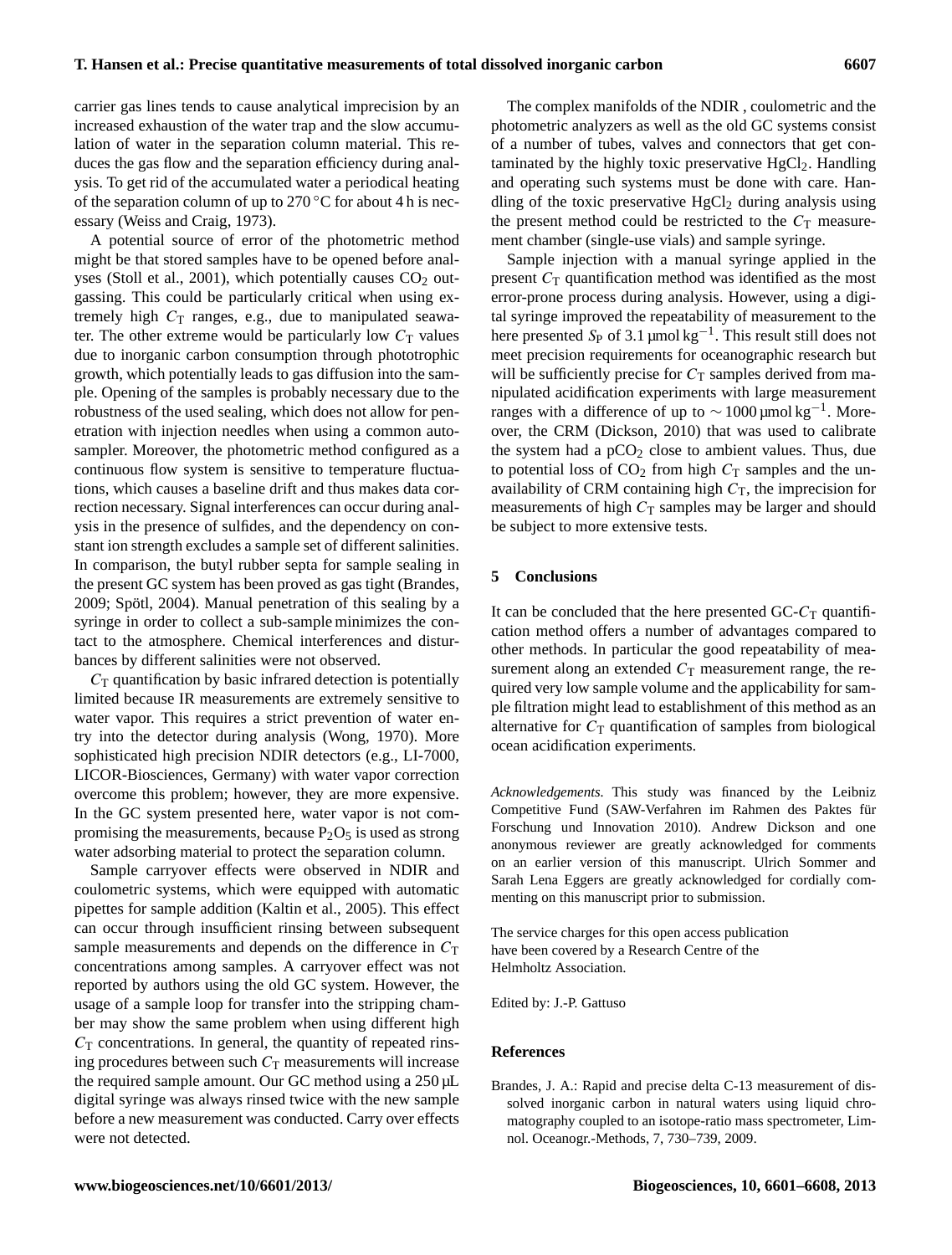carrier gas lines tends to cause analytical imprecision by an increased exhaustion of the water trap and the slow accumulation of water in the separation column material. This reduces the gas flow and the separation efficiency during analysis. To get rid of the accumulated water a periodical heating of the separation column of up to 270 °C for about 4 h is necessary (Weiss and Craig, 1973).

A potential source of error of the photometric method might be that stored samples have to be opened before analyses (Stoll et al., 2001), which potentially causes $CO_2$ outgassing. This could be particularly critical when using extremely high $C_T$ ranges, e.g., due to manipulated seawater. The other extreme would be particularly low $C_T$ values due to inorganic carbon consumption through phototrophic growth, which potentially leads to gas diffusion into the sample. Opening of the samples is probably necessary due to the robustness of the used sealing, which does not allow for penetration with injection needles when using a common autosampler. Moreover, the photometric method configured as a continuous flow system is sensitive to temperature fluctuations, which causes a baseline drift and thus makes data correction necessary. Signal interferences can occur during analysis in the presence of sulfides, and the dependency on constant ion strength excludes a sample set of different salinities. In comparison, the butyl rubber septa for sample sealing in the present GC system has been proved as gas tight (Brandes, 2009; Spötl, 2004). Manual penetration of this sealing by a syringe in order to collect a sub-sample minimizes the contact to the atmosphere. Chemical interferences and disturbances by different salinities were not observed.

$C_T$ quantification by basic infrared detection is potentially limited because IR measurements are extremely sensitive to water vapor. This requires a strict prevention of water entry into the detector during analysis (Wong, 1970). More sophisticated high precision NDIR detectors (e.g., LI-7000, LICOR-Biosciences, Germany) with water vapor correction overcome this problem; however, they are more expensive. In the GC system presented here, water vapor is not compromising the measurements, because $P_2O_5$ is used as strong water adsorbing material to protect the separation column.

Sample carryover effects were observed in NDIR and coulometric systems, which were equipped with automatic pipettes for sample addition (Kaltin et al., 2005). This effect can occur through insufficient rinsing between subsequent sample measurements and depends on the difference in $C_T$ concentrations among samples. A carryover effect was not reported by authors using the old GC system. However, the usage of a sample loop for transfer into the stripping chamber may show the same problem when using different high $C_T$ concentrations. In general, the quantity of repeated rinsing procedures between such $C_T$ measurements will increase the required sample amount. Our GC method using a 250 µL digital syringe was always rinsed twice with the new sample before a new measurement was conducted. Carry over effects were not detected.

The complex manifolds of the NDIR , coulometric and the photometric analyzers as well as the old GC systems consist of a number of tubes, valves and connectors that get contaminated by the highly toxic preservative $HgCl_2$. Handling and operating such systems must be done with care. Handling of the toxic preservative $HgCl_2$ during analysis using the present method could be restricted to the $C_T$ measurement chamber (single-use vials) and sample syringe.

Sample injection with a manual syringe applied in the present $C_T$ quantification method was identified as the most error-prone process during analysis. However, using a digital syringe improved the repeatability of measurement to the here presented $S_P$ of 3.1 µmol kg$^{-1}$. This result still does not meet precision requirements for oceanographic research but will be sufficiently precise for $C_T$ samples derived from manipulated acidification experiments with large measurement ranges with a difference of up to $\sim 1000$ µmol kg$^{-1}$. Moreover, the CRM (Dickson, 2010) that was used to calibrate the system had a $pCO_2$ close to ambient values. Thus, due to potential loss of $CO_2$ from high $C_T$ samples and the unavailability of CRM containing high $C_T$, the imprecision for measurements of high $C_T$ samples may be larger and should be subject to more extensive tests.

## 5 Conclusions

It can be concluded that the here presented GC-$C_T$ quantification method offers a number of advantages compared to other methods. In particular the good repeatability of measurement along an extended $C_T$ measurement range, the required very low sample volume and the applicability for sample filtration might lead to establishment of this method as an alternative for $C_T$ quantification of samples from biological ocean acidification experiments.

*Acknowledgements.* This study was financed by the Leibniz Competitive Fund (SAW-Verfahren im Rahmen des Paktes für Forschung und Innovation 2010). Andrew Dickson and one anonymous reviewer are greatly acknowledged for comments on an earlier version of this manuscript. Ulrich Sommer and Sarah Lena Eggers are greatly acknowledged for cordially commenting on this manuscript prior to submission.

The service charges for this open access publication have been covered by a Research Centre of the Helmholtz Association.

Edited by: J.-P. Gattuso

## References

Brandes, J. A.: Rapid and precise delta C-13 measurement of dissolved inorganic carbon in natural waters using liquid chromatography coupled to an isotope-ratio mass spectrometer, Limnol. Oceanogr.-Methods, 7, 730–739, 2009.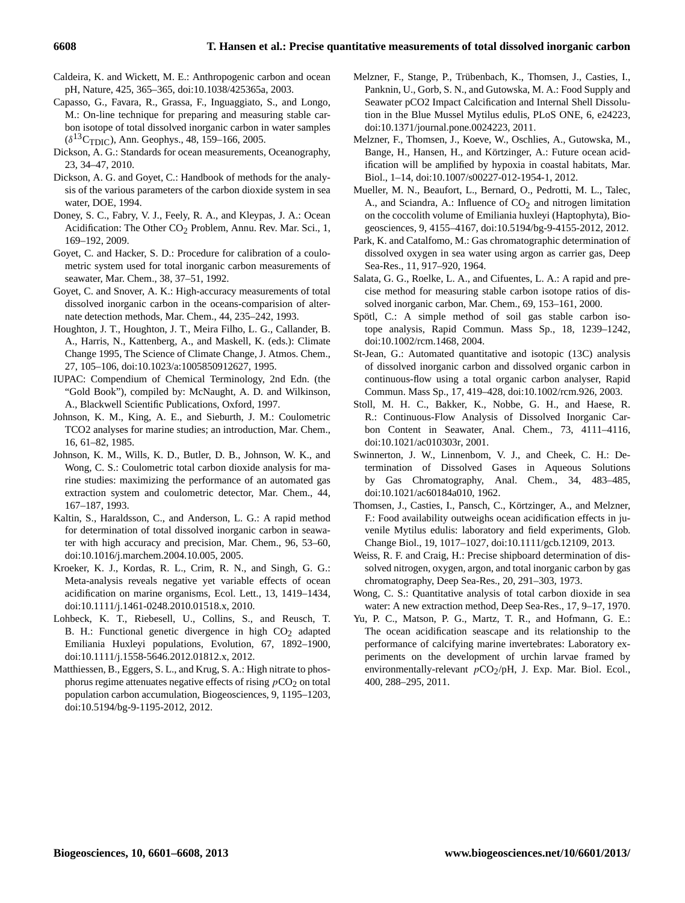Caldeira, K. and Wickett, M. E.: Anthropogenic carbon and ocean pH, Nature, 425, 365–365, doi:10.1038/425365a, 2003.

Capasso, G., Favara, R., Grassa, F., Inguaggiato, S., and Longo, M.: On-line technique for preparing and measuring stable carbon isotope of total dissolved inorganic carbon in water samples ($\delta^{13}C_{TDIC}$), Ann. Geophys., 48, 159–166, 2005.

Dickson, A. G.: Standards for ocean measurements, Oceanography, 23, 34–47, 2010.

Dickson, A. G. and Goyet, C.: Handbook of methods for the analysis of the various parameters of the carbon dioxide system in sea water, DOE, 1994.

Doney, S. C., Fabry, V. J., Feely, R. A., and Kleypas, J. A.: Ocean Acidification: The Other $CO_2$ Problem, Annu. Rev. Mar. Sci., 1, 169–192, 2009.

Goyet, C. and Hacker, S. D.: Procedure for calibration of a coulometric system used for total inorganic carbon measurements of seawater, Mar. Chem., 38, 37–51, 1992.

Goyet, C. and Snover, A. K.: High-accuracy measurements of total dissolved inorganic carbon in the oceans-comparision of alternate detection methods, Mar. Chem., 44, 235–242, 1993.

Houghton, J. T., Houghton, J. T., Meira Filho, L. G., Callander, B. A., Harris, N., Kattenberg, A., and Maskell, K. (eds.): Climate Change 1995, The Science of Climate Change, J. Atmos. Chem., 27, 105–106, doi:10.1023/a:1005850912627, 1995.

IUPAC: Compendium of Chemical Terminology, 2nd Edn. (the "Gold Book"), compiled by: McNaught, A. D. and Wilkinson, A., Blackwell Scientific Publications, Oxford, 1997.

Johnson, K. M., King, A. E., and Sieburth, J. M.: Coulometric TCO2 analyses for marine studies; an introduction, Mar. Chem., 16, 61–82, 1985.

Johnson, K. M., Wills, K. D., Butler, D. B., Johnson, W. K., and Wong, C. S.: Coulometric total carbon dioxide analysis for marine studies: maximizing the performance of an automated gas extraction system and coulometric detector, Mar. Chem., 44, 167–187, 1993.

Kaltin, S., Haraldsson, C., and Anderson, L. G.: A rapid method for determination of total dissolved inorganic carbon in seawater with high accuracy and precision, Mar. Chem., 96, 53–60, doi:10.1016/j.marchem.2004.10.005, 2005.

Kroeker, K. J., Kordas, R. L., Crim, R. N., and Singh, G. G.: Meta-analysis reveals negative yet variable effects of ocean acidification on marine organisms, Ecol. Lett., 13, 1419–1434, doi:10.1111/j.1461-0248.2010.01518.x, 2010.

Lohbeck, K. T., Riebesell, U., Collins, S., and Reusch, T. B. H.: Functional genetic divergence in high $CO_2$ adapted Emiliania Huxleyi populations, Evolution, 67, 1892–1900, doi:10.1111/j.1558-5646.2012.01812.x, 2012.

Matthiessen, B., Eggers, S. L., and Krug, S. A.: High nitrate to phosphorus regime attenuates negative effects of rising $p\text{CO}_2$ on total population carbon accumulation, Biogeosciences, 9, 1195–1203, doi:10.5194/bg-9-1195-2012, 2012.

Melzner, F., Stange, P., Trübenbach, K., Thomsen, J., Casties, I., Panknin, U., Gorb, S. N., and Gutowska, M. A.: Food Supply and Seawater pCO2 Impact Calcification and Internal Shell Dissolution in the Blue Mussel Mytilus edulis, PLoS ONE, 6, e24223, doi:10.1371/journal.pone.0024223, 2011.

Melzner, F., Thomsen, J., Koeve, W., Oschlies, A., Gutowska, M., Bange, H., Hansen, H., and Körtzinger, A.: Future ocean acidification will be amplified by hypoxia in coastal habitats, Mar. Biol., 1–14, doi:10.1007/s00227-012-1954-1, 2012.

Mueller, M. N., Beaufort, L., Bernard, O., Pedrotti, M. L., Talec, A., and Sciandra, A.: Influence of $CO_2$ and nitrogen limitation on the coccolith volume of Emiliania huxleyi (Haptophyta), Biogeosciences, 9, 4155–4167, doi:10.5194/bg-9-4155-2012, 2012.

Park, K. and Catalfomo, M.: Gas chromatographic determination of dissolved oxygen in sea water using argon as carrier gas, Deep Sea-Res., 11, 917–920, 1964.

Salata, G. G., Roelke, L. A., and Cifuentes, L. A.: A rapid and precise method for measuring stable carbon isotope ratios of dissolved inorganic carbon, Mar. Chem., 69, 153–161, 2000.

Spötl, C.: A simple method of soil gas stable carbon isotope analysis, Rapid Commun. Mass Sp., 18, 1239–1242, doi:10.1002/rcm.1468, 2004.

St-Jean, G.: Automated quantitative and isotopic (13C) analysis of dissolved inorganic carbon and dissolved organic carbon in continuous-flow using a total organic carbon analyser, Rapid Commun. Mass Sp., 17, 419–428, doi:10.1002/rcm.926, 2003.

Stoll, M. H. C., Bakker, K., Nobbe, G. H., and Haese, R. R.: Continuous-Flow Analysis of Dissolved Inorganic Carbon Content in Seawater, Anal. Chem., 73, 4111–4116, doi:10.1021/ac010303r, 2001.

Swinnerton, J. W., Linnenbom, V. J., and Cheek, C. H.: Determination of Dissolved Gases in Aqueous Solutions by Gas Chromatography, Anal. Chem., 34, 483–485, doi:10.1021/ac60184a010, 1962.

Thomsen, J., Casties, I., Pansch, C., Körtzinger, A., and Melzner, F.: Food availability outweighs ocean acidification effects in juvenile Mytilus edulis: laboratory and field experiments, Glob. Change Biol., 19, 1017–1027, doi:10.1111/gcb.12109, 2013.

Weiss, R. F. and Craig, H.: Precise shipboard determination of dissolved nitrogen, oxygen, argon, and total inorganic carbon by gas chromatography, Deep Sea-Res., 20, 291–303, 1973.

Wong, C. S.: Quantitative analysis of total carbon dioxide in sea water: A new extraction method, Deep Sea-Res., 17, 9–17, 1970.

Yu, P. C., Matson, P. G., Martz, T. R., and Hofmann, G. E.: The ocean acidification seascape and its relationship to the performance of calcifying marine invertebrates: Laboratory experiments on the development of urchin larvae framed by environmentally-relevant $p\text{CO}_2$/pH, J. Exp. Mar. Biol. Ecol., 400, 288–295, 2011.